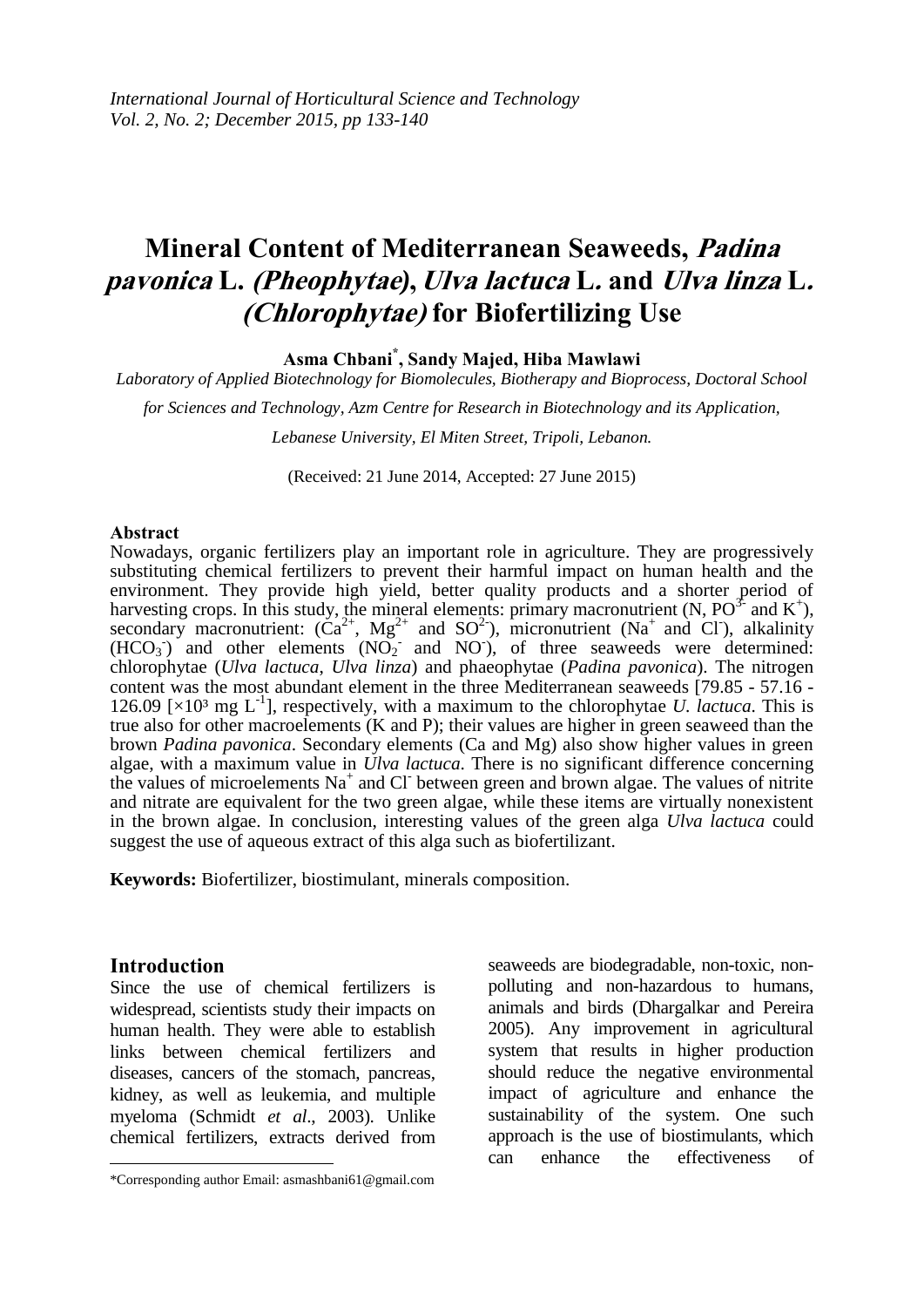# Mineral Content of Mediterranean Seaweeds, *Padina pavonica* L. *(Pheophytae)*, *Ulva lactuca* L. and *Ulva linza* L. *(Chlorophytae)* for Biofertilizing Use

**Asma Chbani*, Sandy Majed, Hiba Mawlawi**

*Laboratory of Applied Biotechnology for Biomolecules, Biotherapy and Bioprocess, Doctoral School for Sciences and Technology, Azm Centre for Research in Biotechnology and its Application, Lebanese University, El Miten Street, Tripoli, Lebanon.*

(Received: 21 June 2014, Accepted: 27 June 2015)

## Abstract

Nowadays, organic fertilizers play an important role in agriculture. They are progressively substituting chemical fertilizers to prevent their harmful impact on human health and the environment. They provide high yield, better quality products and a shorter period of harvesting crops. In this study, the mineral elements: primary macronutrient (N, $PO^{3-}$ and $K^{+}$), secondary macronutrient: ($Ca^{2+}$, $Mg^{2+}$ and $SO^{2-}$), micronutrient ($Na^{+}$ and $Cl^{-}$), alkalinity ($HCO_3^{-}$) and other elements ($NO_2^{-}$ and $NO^{-}$), of three seaweeds were determined: chlorophytae (*Ulva lactuca*, *Ulva linza*) and phaeophytae (*Padina pavonica*). The nitrogen content was the most abundant element in the three Mediterranean seaweeds [79.85 - 57.16 - 126.09 [$\times 10^3$ mg $L^{-1}$], respectively, with a maximum to the chlorophytae *U. lactuca*. This is true also for other macroelements (K and P); their values are higher in green seaweed than the brown *Padina pavonica*. Secondary elements (Ca and Mg) also show higher values in green algae, with a maximum value in *Ulva lactuca*. There is no significant difference concerning the values of microelements $Na^{+}$ and $Cl^{-}$ between green and brown algae. The values of nitrite and nitrate are equivalent for the two green algae, while these items are virtually nonexistent in the brown algae. In conclusion, interesting values of the green alga *Ulva lactuca* could suggest the use of aqueous extract of this alga such as biofertilizant.

**Keywords:** Biofertilizer, biostimulant, minerals composition.

## Introduction

Since the use of chemical fertilizers is widespread, scientists study their impacts on human health. They were able to establish links between chemical fertilizers and diseases, cancers of the stomach, pancreas, kidney, as well as leukemia, and multiple myeloma (Schmidt *et al.*, 2003). Unlike chemical fertilizers, extracts derived from seaweeds are biodegradable, non-toxic, non-polluting and non-hazardous to humans, animals and birds (Dhargalkar and Pereira 2005). Any improvement in agricultural system that results in higher production should reduce the negative environmental impact of agriculture and enhance the sustainability of the system. One such approach is the use of biostimulants, which can enhance the effectiveness of

*Corresponding author Email: asmashbani61@gmail.com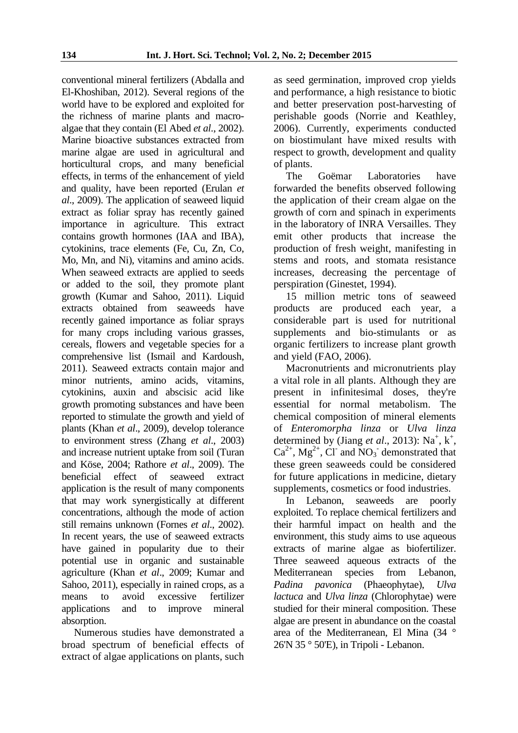conventional mineral fertilizers (Abdalla and El-Khoshiban, 2012). Several regions of the world have to be explored and exploited for the richness of marine plants and macro-algae that they contain (El Abed *et al*., 2002). Marine bioactive substances extracted from marine algae are used in agricultural and horticultural crops, and many beneficial effects, in terms of the enhancement of yield and quality, have been reported (Erulan *et al*., 2009). The application of seaweed liquid extract as foliar spray has recently gained importance in agriculture. This extract contains growth hormones (IAA and IBA), cytokinins, trace elements (Fe, Cu, Zn, Co, Mo, Mn, and Ni), vitamins and amino acids. When seaweed extracts are applied to seeds or added to the soil, they promote plant growth (Kumar and Sahoo, 2011). Liquid extracts obtained from seaweeds have recently gained importance as foliar sprays for many crops including various grasses, cereals, flowers and vegetable species for a comprehensive list (Ismail and Kardoush, 2011). Seaweed extracts contain major and minor nutrients, amino acids, vitamins, cytokinins, auxin and abscisic acid like growth promoting substances and have been reported to stimulate the growth and yield of plants (Khan *et al*., 2009), develop tolerance to environment stress (Zhang *et al*., 2003) and increase nutrient uptake from soil (Turan and Köse, 2004; Rathore *et al*., 2009). The beneficial effect of seaweed extract application is the result of many components that may work synergistically at different concentrations, although the mode of action still remains unknown (Fornes *et al*., 2002). In recent years, the use of seaweed extracts have gained in popularity due to their potential use in organic and sustainable agriculture (Khan *et al*., 2009; Kumar and Sahoo, 2011), especially in rained crops, as a means to avoid excessive fertilizer applications and to improve mineral absorption.

Numerous studies have demonstrated a broad spectrum of beneficial effects of extract of algae applications on plants, such as seed germination, improved crop yields and performance, a high resistance to biotic and better preservation post-harvesting of perishable goods (Norrie and Keathley, 2006). Currently, experiments conducted on biostimulant have mixed results with respect to growth, development and quality of plants.

The Goëmar Laboratories have forwarded the benefits observed following the application of their cream algae on the growth of corn and spinach in experiments in the laboratory of INRA Versailles. They emit other products that increase the production of fresh weight, manifesting in stems and roots, and stomata resistance increases, decreasing the percentage of perspiration (Ginestet, 1994).

15 million metric tons of seaweed products are produced each year, a considerable part is used for nutritional supplements and bio-stimulants or as organic fertilizers to increase plant growth and yield (FAO, 2006).

Macronutrients and micronutrients play a vital role in all plants. Although they are present in infinitesimal doses, they're essential for normal metabolism. The chemical composition of mineral elements of *Enteromorpha linza* or *Ulva linza* determined by (Jiang *et al*., 2013): $Na^+$, $k^+$, $Ca^{2+}$, $Mg^{2+}$, $Cl^-$ and $NO_3^-$ demonstrated that these green seaweeds could be considered for future applications in medicine, dietary supplements, cosmetics or food industries.

In Lebanon, seaweeds are poorly exploited. To replace chemical fertilizers and their harmful impact on health and the environment, this study aims to use aqueous extracts of marine algae as biofertilizer. Three seaweed aqueous extracts of the Mediterranean species from Lebanon, *Padina pavonica* (Phaeophytae), *Ulva lactuca* and *Ulva linza* (Chlorophytae) were studied for their mineral composition. These algae are present in abundance on the coastal area of the Mediterranean, El Mina (34 ° 26'N 35 ° 50'E), in Tripoli - Lebanon.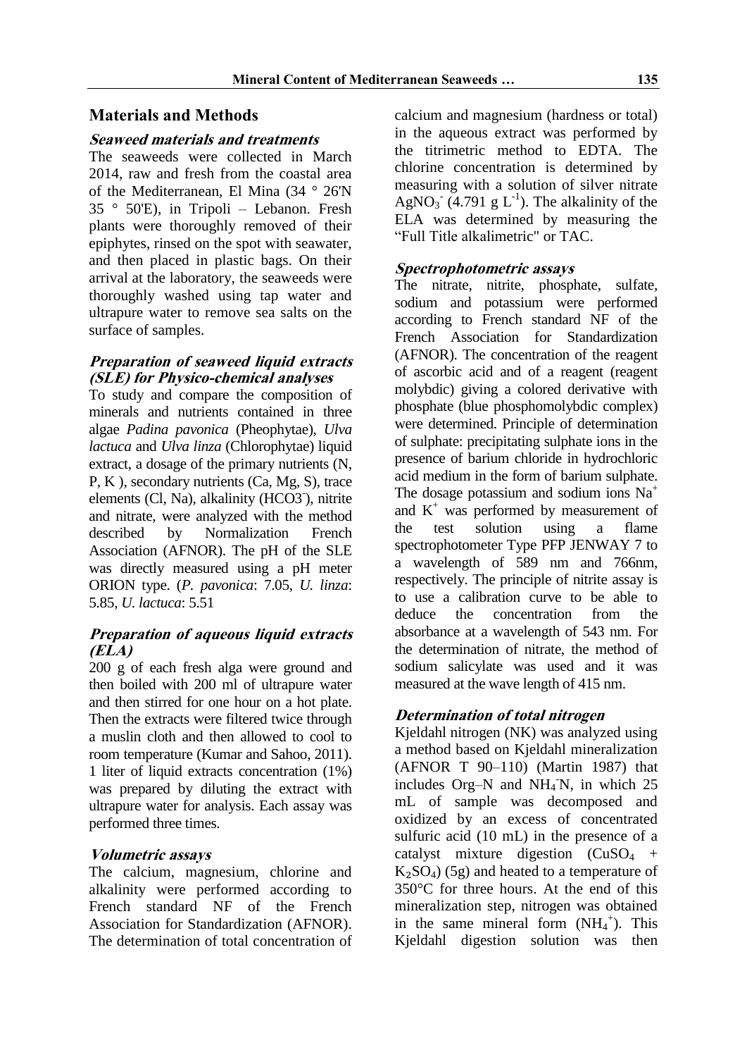## Materials and Methods

### *Seaweed materials and treatments*

The seaweeds were collected in March 2014, raw and fresh from the coastal area of the Mediterranean, El Mina (34 ° 26'N 35 ° 50'E), in Tripoli – Lebanon. Fresh plants were thoroughly removed of their epiphytes, rinsed on the spot with seawater, and then placed in plastic bags. On their arrival at the laboratory, the seaweeds were thoroughly washed using tap water and ultrapure water to remove sea salts on the surface of samples.

### *Preparation of seaweed liquid extracts (SLE) for Physico-chemical analyses*

To study and compare the composition of minerals and nutrients contained in three algae *Padina pavonica* (Pheophytae), *Ulva lactuca* and *Ulva linza* (Chlorophytae) liquid extract, a dosage of the primary nutrients (N, P, K ), secondary nutrients (Ca, Mg, S), trace elements (Cl, Na), alkalinity ($HCO3^-$), nitrite and nitrate, were analyzed with the method described by Normalization French Association (AFNOR). The pH of the SLE was directly measured using a pH meter ORION type. (*P. pavonica*: 7.05, *U. linza*: 5.85, *U. lactuca*: 5.51

### *Preparation of aqueous liquid extracts (ELA)*

200 g of each fresh alga were ground and then boiled with 200 ml of ultrapure water and then stirred for one hour on a hot plate. Then the extracts were filtered twice through a muslin cloth and then allowed to cool to room temperature (Kumar and Sahoo, 2011). 1 liter of liquid extracts concentration (1%) was prepared by diluting the extract with ultrapure water for analysis. Each assay was performed three times.

### *Volumetric assays*

The calcium, magnesium, chlorine and alkalinity were performed according to French standard NF of the French Association for Standardization (AFNOR). The determination of total concentration of calcium and magnesium (hardness or total) in the aqueous extract was performed by the titrimetric method to EDTA. The chlorine concentration is determined by measuring with a solution of silver nitrate $AgNO_3^-$ (4.791 g $L^{-1}$). The alkalinity of the ELA was determined by measuring the "Full Title alkalimetric" or TAC.

### *Spectrophotometric assays*

The nitrate, nitrite, phosphate, sulfate, sodium and potassium were performed according to French standard NF of the French Association for Standardization (AFNOR). The concentration of the reagent of ascorbic acid and of a reagent (reagent molybdic) giving a colored derivative with phosphate (blue phosphomolybdic complex) were determined. Principle of determination of sulphate: precipitating sulphate ions in the presence of barium chloride in hydrochloric acid medium in the form of barium sulphate. The dosage potassium and sodium ions $Na^+$ and $K^+$ was performed by measurement of the test solution using a flame spectrophotometer Type PFP JENWAY 7 to a wavelength of 589 nm and 766nm, respectively. The principle of nitrite assay is to use a calibration curve to be able to deduce the concentration from the absorbance at a wavelength of 543 nm. For the determination of nitrate, the method of sodium salicylate was used and it was measured at the wave length of 415 nm.

### *Determination of total nitrogen*

Kjeldahl nitrogen (NK) was analyzed using a method based on Kjeldahl mineralization (AFNOR T 90–110) (Martin 1987) that includes Org–N and $NH_4^-N$, in which 25 mL of sample was decomposed and oxidized by an excess of concentrated sulfuric acid (10 mL) in the presence of a catalyst mixture digestion ($CuSO_4$ + $K_2SO_4$) (5g) and heated to a temperature of 350°C for three hours. At the end of this mineralization step, nitrogen was obtained in the same mineral form ($NH_4^+$). This Kjeldahl digestion solution was then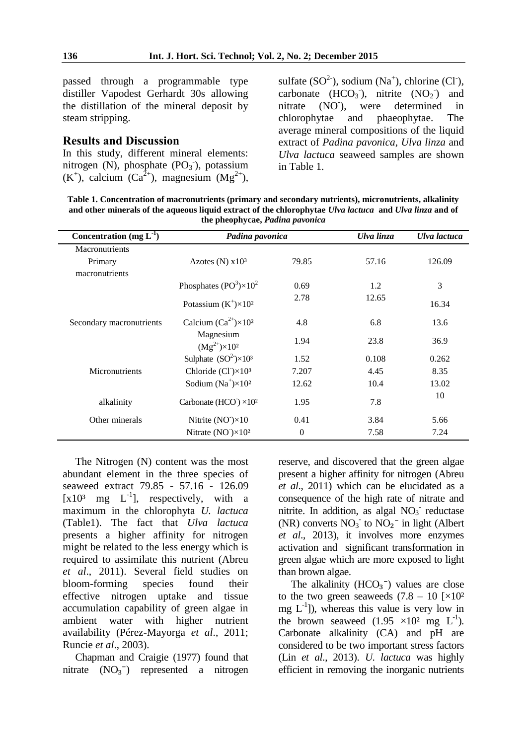passed through a programmable type distiller Vapodest Gerhardt 30s allowing the distillation of the mineral deposit by steam stripping.

## Results and Discussion

In this study, different mineral elements: nitrogen (N), phosphate ($PO_3^-$), potassium ($K^+$), calcium ($Ca^{2+}$), magnesium ($Mg^{2+}$), sulfate ($SO^{2-}$), sodium ($Na^+$), chlorine ($Cl^-$), carbonate ($HCO_3^-$), nitrite ($NO_2^-$) and nitrate ($NO^-$), were determined in chlorophytae and phaeophytae. The average mineral compositions of the liquid extract of *Padina pavonica*, *Ulva linza* and *Ulva lactuca* seaweed samples are shown in Table 1.

**Table 1. Concentration of macronutrients (primary and secondary nutrients), micronutrients, alkalinity and other minerals of the aqueous liquid extract of the chlorophytae *Ulva lactuca* and *Ulva linza* and of the pheophycae, *Padina pavonica***

| Concentration (mg $L^{-1}$) | *Padina pavonica* | | *Ulva linza* | *Ulva lactuca* |
|---|---|---|---|---|
| Macronutrients | | | | |
| Primary macronutrients | Azotes (N) x10³ | 79.85 | 57.16 | 126.09 |
| | Phosphates ($PO^3$)×10² | 0.69 | 1.2 | 3 |
| | Potassium ($K^+$)×10² | 2.78 | 12.65 | 16.34 |
| Secondary macronutrients | Calcium ($Ca^{2+}$)×10² | 4.8 | 6.8 | 13.6 |
| | Magnesium ($Mg^{2+}$)×10² | 1.94 | 23.8 | 36.9 |
| | Sulphate ($SO^{2-}$)×10³ | 1.52 | 0.108 | 0.262 |
| Micronutrients | Chloride ($Cl^-$)×10³ | 7.207 | 4.45 | 8.35 |
| | Sodium ($Na^+$)×10² | 12.62 | 10.4 | 13.02 |
| alkalinity | Carbonate ($HCO^-$) ×10² | 1.95 | 7.8 | 10 |
| Other minerals | Nitrite ($NO^-$)×10 | 0.41 | 3.84 | 5.66 |
| | Nitrate ($NO^-$)×10² | 0 | 7.58 | 7.24 |

The Nitrogen (N) content was the most abundant element in the three species of seaweed extract 79.85 - 57.16 - 126.09 [x10³ mg $L^{-1}$], respectively, with a maximum in the chlorophyta *U. lactuca* (Table1). The fact that *Ulva lactuca* presents a higher affinity for nitrogen might be related to the less energy which is required to assimilate this nutrient (Abreu *et al*., 2011). Several field studies on bloom-forming species found their effective nitrogen uptake and tissue accumulation capability of green algae in ambient water with higher nutrient availability (Pérez-Mayorga *et al*., 2011; Runcie *et al*., 2003).

Chapman and Craigie (1977) found that nitrate ($NO_3^-$) represented a nitrogen reserve, and discovered that the green algae present a higher affinity for nitrogen (Abreu *et al*., 2011) which can be elucidated as a consequence of the high rate of nitrate and nitrite. In addition, as algal $NO_3^-$ reductase (NR) converts $NO_3^-$ to $NO_2^-$ in light (Albert *et al*., 2013), it involves more enzymes activation and significant transformation in green algae which are more exposed to light than brown algae.

The alkalinity ($HCO_3^-$) values are close to the two green seaweeds (7.8 – 10 [×10² mg $L^{-1}$]), whereas this value is very low in the brown seaweed (1.95 ×10² mg $L^{-1}$). Carbonate alkalinity (CA) and pH are considered to be two important stress factors (Lin *et al*., 2013). *U. lactuca* was highly efficient in removing the inorganic nutrients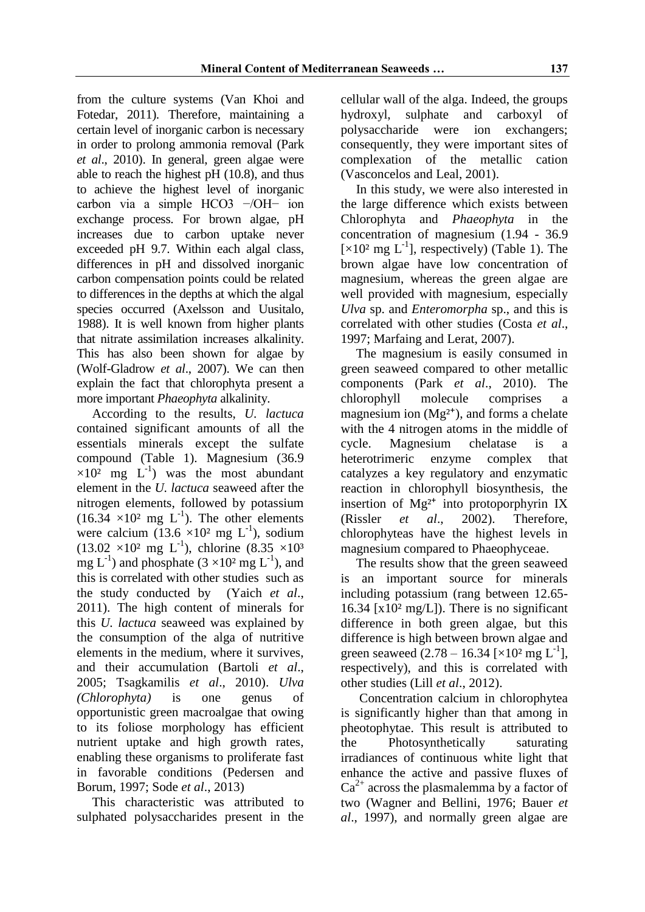from the culture systems (Van Khoi and Fotedar, 2011). Therefore, maintaining a certain level of inorganic carbon is necessary in order to prolong ammonia removal (Park *et al*., 2010). In general, green algae were able to reach the highest pH (10.8), and thus to achieve the highest level of inorganic carbon via a simple $HCO3^{-}/OH^{-}$ ion exchange process. For brown algae, pH increases due to carbon uptake never exceeded pH 9.7. Within each algal class, differences in pH and dissolved inorganic carbon compensation points could be related to differences in the depths at which the algal species occurred (Axelsson and Uusitalo, 1988). It is well known from higher plants that nitrate assimilation increases alkalinity. This has also been shown for algae by (Wolf-Gladrow *et al*., 2007). We can then explain the fact that chlorophyta present a more important *Phaeophyta* alkalinity.

According to the results, *U. lactuca* contained significant amounts of all the essentials minerals except the sulfate compound (Table 1). Magnesium ($36.9 \times 10^{2}$ mg $L^{-1}$) was the most abundant element in the *U. lactuca* seaweed after the nitrogen elements, followed by potassium ($16.34 \times 10^{2}$ mg $L^{-1}$). The other elements were calcium ($13.6 \times 10^{2}$ mg $L^{-1}$), sodium ($13.02 \times 10^{2}$ mg $L^{-1}$), chlorine ($8.35 \times 10^{3}$ mg $L^{-1}$) and phosphate ($3 \times 10^{2}$ mg $L^{-1}$), and this is correlated with other studies such as the study conducted by (Yaich *et al*., 2011). The high content of minerals for this *U. lactuca* seaweed was explained by the consumption of the alga of nutritive elements in the medium, where it survives, and their accumulation (Bartoli *et al*., 2005; Tsagkamilis *et al*., 2010). *Ulva (Chlorophyta)* is one genus of opportunistic green macroalgae that owing to its foliose morphology has efficient nutrient uptake and high growth rates, enabling these organisms to proliferate fast in favorable conditions (Pedersen and Borum, 1997; Sode *et al*., 2013)

This characteristic was attributed to sulphated polysaccharides present in the cellular wall of the alga. Indeed, the groups hydroxyl, sulphate and carboxyl of polysaccharide were ion exchangers; consequently, they were important sites of complexation of the metallic cation (Vasconcelos and Leal, 2001).

In this study, we were also interested in the large difference which exists between Chlorophyta and *Phaeophyta* in the concentration of magnesium (1.94 - 36.9 [$\times 10^{2}$ mg $L^{-1}$], respectively) (Table 1). The brown algae have low concentration of magnesium, whereas the green algae are well provided with magnesium, especially *Ulva* sp. and *Enteromorpha* sp., and this is correlated with other studies (Costa *et al*., 1997; Marfaing and Lerat, 2007).

The magnesium is easily consumed in green seaweed compared to other metallic components (Park *et al*., 2010). The chlorophyll molecule comprises a magnesium ion ($Mg^{2+}$), and forms a chelate with the 4 nitrogen atoms in the middle of cycle. Magnesium chelatase is a heterotrimeric enzyme complex that catalyzes a key regulatory and enzymatic reaction in chlorophyll biosynthesis, the insertion of $Mg^{2+}$ into protoporphyrin IX (Rissler *et al*., 2002). Therefore, chlorophyteas have the highest levels in magnesium compared to Phaeophyceae.

The results show that the green seaweed is an important source for minerals including potassium (rang between 12.65- 16.34 [$x10^{2}$ mg/L]). There is no significant difference in both green algae, but this difference is high between brown algae and green seaweed (2.78 – 16.34 [$\times 10^{2}$ mg $L^{-1}$], respectively), and this is correlated with other studies (Lill *et al*., 2012).

Concentration calcium in chlorophytea is significantly higher than that among in pheotophytae. This result is attributed to the Photosynthetically saturating irradiances of continuous white light that enhance the active and passive fluxes of $Ca^{2+}$ across the plasmalemma by a factor of two (Wagner and Bellini, 1976; Bauer *et al*., 1997), and normally green algae are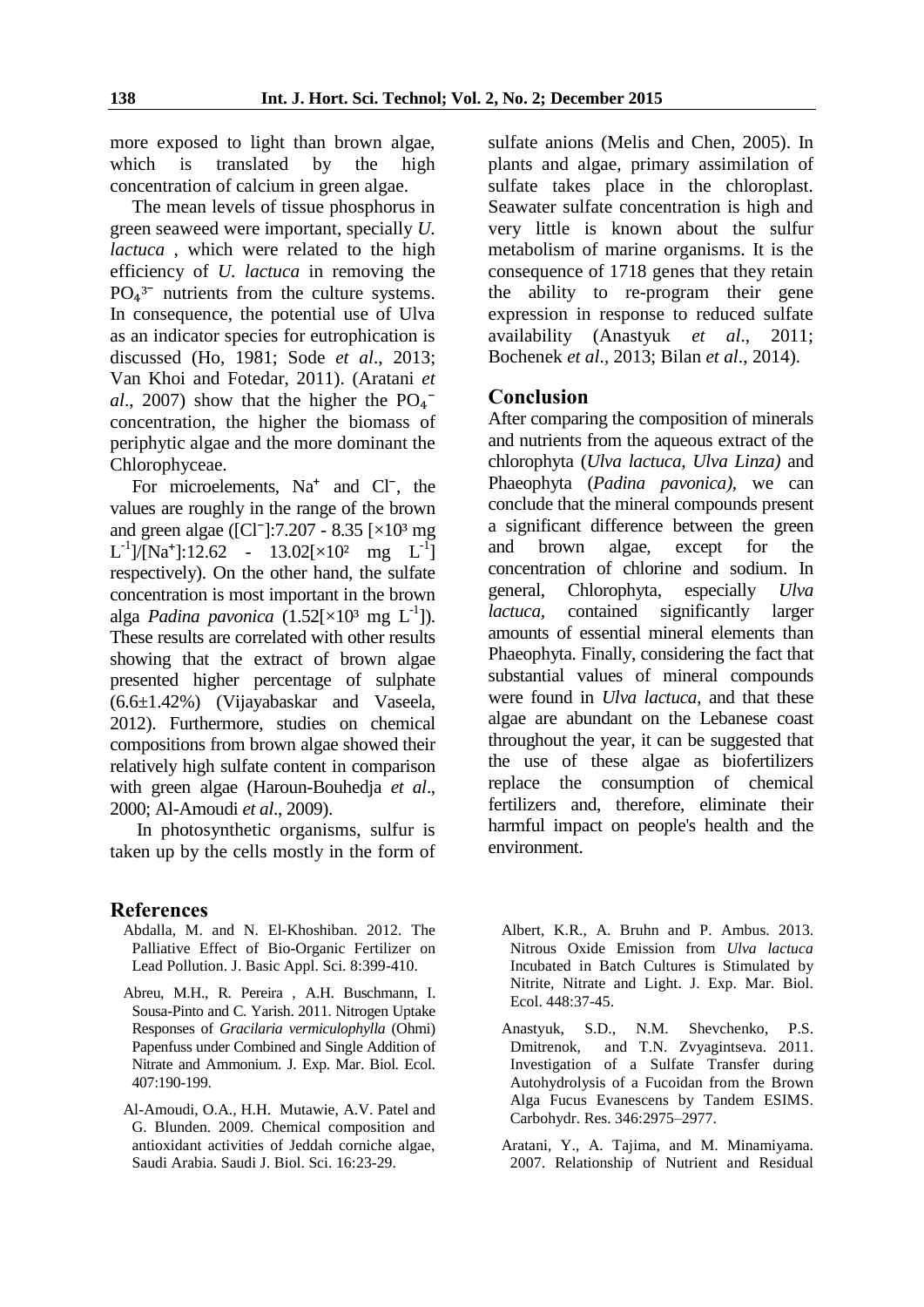more exposed to light than brown algae, which is translated by the high concentration of calcium in green algae.

The mean levels of tissue phosphorus in green seaweed were important, specially *U. lactuca* , which were related to the high efficiency of *U. lactuca* in removing the $PO_4^{3-}$ nutrients from the culture systems. In consequence, the potential use of Ulva as an indicator species for eutrophication is discussed (Ho, 1981; Sode *et al*., 2013; Van Khoi and Fotedar, 2011). (Aratani *et al*., 2007) show that the higher the $PO_4^-$ concentration, the higher the biomass of periphytic algae and the more dominant the Chlorophyceae.

For microelements, $Na^+$ and $Cl^-$, the values are roughly in the range of the brown and green algae ($[Cl^-]$:7.207 - 8.35 [$\times 10^3$ mg $L^{-1}$]/$[Na^+]$:12.62 - 13.02[$\times 10^2$ mg $L^{-1}$] respectively). On the other hand, the sulfate concentration is most important in the brown alga *Padina pavonica* (1.52[$\times 10^3$ mg $L^{-1}$]). These results are correlated with other results showing that the extract of brown algae presented higher percentage of sulphate (6.6±1.42%) (Vijayabaskar and Vaseela, 2012). Furthermore, studies on chemical compositions from brown algae showed their relatively high sulfate content in comparison with green algae (Haroun-Bouhedja *et al*., 2000; Al-Amoudi *et al*., 2009).

In photosynthetic organisms, sulfur is taken up by the cells mostly in the form of sulfate anions (Melis and Chen, 2005). In plants and algae, primary assimilation of sulfate takes place in the chloroplast. Seawater sulfate concentration is high and very little is known about the sulfur metabolism of marine organisms. It is the consequence of 1718 genes that they retain the ability to re-program their gene expression in response to reduced sulfate availability (Anastyuk *et al*., 2011; Bochenek *et al*., 2013; Bilan *et al*., 2014).

## Conclusion

After comparing the composition of minerals and nutrients from the aqueous extract of the chlorophyta (*Ulva lactuca, Ulva Linza)* and Phaeophyta (*Padina pavonica),* we can conclude that the mineral compounds present a significant difference between the green and brown algae, except for the concentration of chlorine and sodium. In general, Chlorophyta, especially *Ulva lactuca*, contained significantly larger amounts of essential mineral elements than Phaeophyta. Finally, considering the fact that substantial values of mineral compounds were found in *Ulva lactuca*, and that these algae are abundant on the Lebanese coast throughout the year, it can be suggested that the use of these algae as biofertilizers replace the consumption of chemical fertilizers and, therefore, eliminate their harmful impact on people's health and the environment.

## References

Abdalla, M. and N. El-Khoshiban. 2012. The Palliative Effect of Bio-Organic Fertilizer on Lead Pollution. J. Basic Appl. Sci. 8:399-410.

Abreu, M.H., R. Pereira , A.H. Buschmann, I. Sousa-Pinto and C. Yarish. 2011. Nitrogen Uptake Responses of *Gracilaria vermiculophylla* (Ohmi) Papenfuss under Combined and Single Addition of Nitrate and Ammonium. J. Exp. Mar. Biol. Ecol. 407:190-199.

Al-Amoudi, O.A., H.H. Mutawie, A.V. Patel and G. Blunden. 2009. Chemical composition and antioxidant activities of Jeddah corniche algae, Saudi Arabia. Saudi J. Biol. Sci. 16:23-29.

Albert, K.R., A. Bruhn and P. Ambus. 2013. Nitrous Oxide Emission from *Ulva lactuca* Incubated in Batch Cultures is Stimulated by Nitrite, Nitrate and Light. J. Exp. Mar. Biol. Ecol. 448:37-45.

Anastyuk, S.D., N.M. Shevchenko, P.S. Dmitrenok, and T.N. Zvyagintseva. 2011. Investigation of a Sulfate Transfer during Autohydrolysis of a Fucoidan from the Brown Alga Fucus Evanescens by Tandem ESIMS. Carbohydr. Res. 346:2975–2977.

Aratani, Y., A. Tajima, and M. Minamiyama. 2007. Relationship of Nutrient and Residual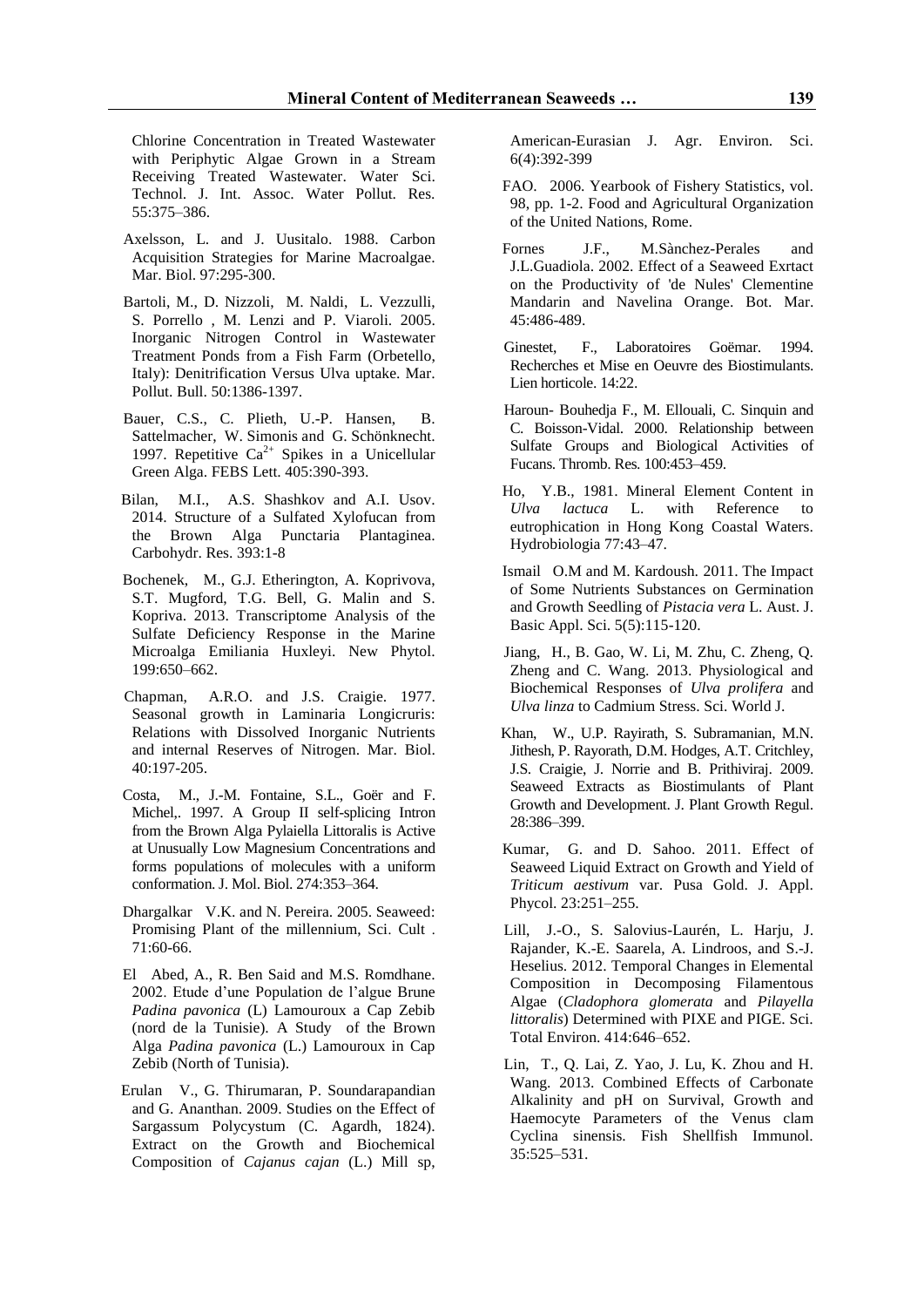Chlorine Concentration in Treated Wastewater with Periphytic Algae Grown in a Stream Receiving Treated Wastewater. Water Sci. Technol. J. Int. Assoc. Water Pollut. Res. 55:375–386.

Axelsson, L. and J. Uusitalo. 1988. Carbon Acquisition Strategies for Marine Macroalgae. Mar. Biol. 97:295-300.

Bartoli, M., D. Nizzoli, M. Naldi, L. Vezzulli, S. Porrello , M. Lenzi and P. Viaroli. 2005. Inorganic Nitrogen Control in Wastewater Treatment Ponds from a Fish Farm (Orbetello, Italy): Denitrification Versus Ulva uptake. Mar. Pollut. Bull. 50:1386-1397.

Bauer, C.S., C. Plieth, U.-P. Hansen, B. Sattelmacher, W. Simonis and G. Schönknecht. 1997. Repetitive $Ca^{2+}$ Spikes in a Unicellular Green Alga. FEBS Lett. 405:390-393.

Bilan, M.I., A.S. Shashkov and A.I. Usov. 2014. Structure of a Sulfated Xylofucan from the Brown Alga Punctaria Plantaginea. Carbohydr. Res. 393:1-8

Bochenek, M., G.J. Etherington, A. Koprivova, S.T. Mugford, T.G. Bell, G. Malin and S. Kopriva. 2013. Transcriptome Analysis of the Sulfate Deficiency Response in the Marine Microalga Emiliania Huxleyi. New Phytol. 199:650–662.

Chapman, A.R.O. and J.S. Craigie. 1977. Seasonal growth in Laminaria Longicruris: Relations with Dissolved Inorganic Nutrients and internal Reserves of Nitrogen. Mar. Biol. 40:197-205.

Costa, M., J.-M. Fontaine, S.L., Goër and F. Michel,. 1997. A Group II self-splicing Intron from the Brown Alga Pylaiella Littoralis is Active at Unusually Low Magnesium Concentrations and forms populations of molecules with a uniform conformation. J. Mol. Biol. 274:353–364.

Dhargalkar V.K. and N. Pereira. 2005. Seaweed: Promising Plant of the millennium, Sci. Cult . 71:60-66.

El Abed, A., R. Ben Said and M.S. Romdhane. 2002. Etude d'une Population de l'algue Brune *Padina pavonica* (L) Lamouroux a Cap Zebib (nord de la Tunisie). A Study of the Brown Alga *Padina pavonica* (L.) Lamouroux in Cap Zebib (North of Tunisia).

Erulan V., G. Thirumaran, P. Soundarapandian and G. Ananthan. 2009. Studies on the Effect of Sargassum Polycystum (C. Agardh, 1824). Extract on the Growth and Biochemical Composition of *Cajanus cajan* (L.) Mill sp, American-Eurasian J. Agr. Environ. Sci. 6(4):392-399

FAO. 2006. Yearbook of Fishery Statistics, vol. 98, pp. 1-2. Food and Agricultural Organization of the United Nations, Rome.

Fornes J.F., M.Sànchez-Perales and J.L.Guadiola. 2002. Effect of a Seaweed Exrtact on the Productivity of 'de Nules' Clementine Mandarin and Navelina Orange. Bot. Mar. 45:486-489.

Ginestet, F., Laboratoires Goëmar. 1994. Recherches et Mise en Oeuvre des Biostimulants. Lien horticole. 14:22.

Haroun- Bouhedja F., M. Ellouali, C. Sinquin and C. Boisson-Vidal. 2000. Relationship between Sulfate Groups and Biological Activities of Fucans. Thromb. Res. 100:453–459.

Ho, Y.B., 1981. Mineral Element Content in *Ulva lactuca* L. with Reference to eutrophication in Hong Kong Coastal Waters. Hydrobiologia 77:43–47.

Ismail O.M and M. Kardoush. 2011. The Impact of Some Nutrients Substances on Germination and Growth Seedling of *Pistacia vera* L. Aust. J. Basic Appl. Sci. 5(5):115-120.

Jiang, H., B. Gao, W. Li, M. Zhu, C. Zheng, Q. Zheng and C. Wang. 2013. Physiological and Biochemical Responses of *Ulva prolifera* and *Ulva linza* to Cadmium Stress. Sci. World J.

Khan, W., U.P. Rayirath, S. Subramanian, M.N. Jithesh, P. Rayorath, D.M. Hodges, A.T. Critchley, J.S. Craigie, J. Norrie and B. Prithiviraj. 2009. Seaweed Extracts as Biostimulants of Plant Growth and Development. J. Plant Growth Regul. 28:386–399.

Kumar, G. and D. Sahoo. 2011. Effect of Seaweed Liquid Extract on Growth and Yield of *Triticum aestivum* var. Pusa Gold. J. Appl. Phycol. 23:251–255.

Lill, J.-O., S. Salovius-Laurén, L. Harju, J. Rajander, K.-E. Saarela, A. Lindroos, and S.-J. Heselius. 2012. Temporal Changes in Elemental Composition in Decomposing Filamentous Algae (*Cladophora glomerata* and *Pilayella littoralis*) Determined with PIXE and PIGE. Sci. Total Environ. 414:646–652.

Lin, T., Q. Lai, Z. Yao, J. Lu, K. Zhou and H. Wang. 2013. Combined Effects of Carbonate Alkalinity and pH on Survival, Growth and Haemocyte Parameters of the Venus clam Cyclina sinensis. Fish Shellfish Immunol. 35:525–531.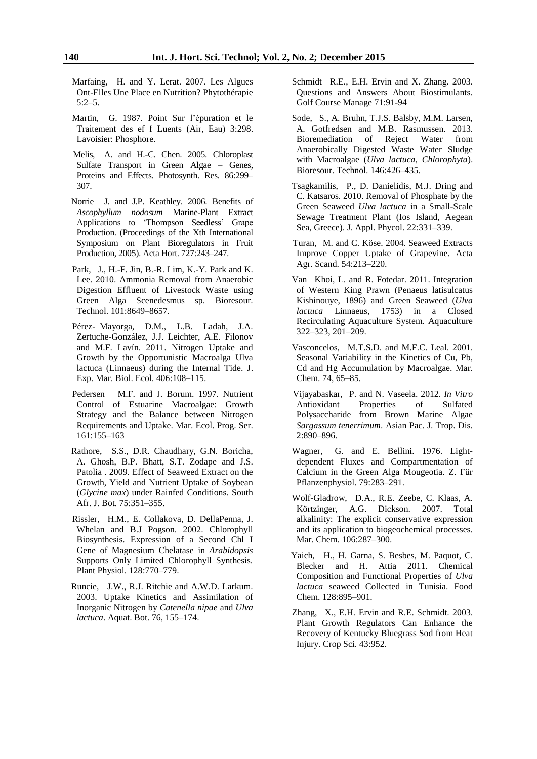Marfaing, H. and Y. Lerat. 2007. Les Algues Ont-Elles Une Place en Nutrition? Phytothérapie 5:2–5.

Martin, G. 1987. Point Sur l'épuration et le Traitement des ef f Luents (Air, Eau) 3:298. Lavoisier: Phosphore.

Melis, A. and H.-C. Chen. 2005. Chloroplast Sulfate Transport in Green Algae – Genes, Proteins and Effects. Photosynth. Res. 86:299–307.

Norrie J. and J.P. Keathley. 2006. Benefits of *Ascophyllum nodosum* Marine-Plant Extract Applications to 'Thompson Seedless' Grape Production. (Proceedings of the Xth International Symposium on Plant Bioregulators in Fruit Production, 2005). Acta Hort. 727:243–247.

Park, J., H.-F. Jin, B.-R. Lim, K.-Y. Park and K. Lee. 2010. Ammonia Removal from Anaerobic Digestion Effluent of Livestock Waste using Green Alga Scenedesmus sp. Bioresour. Technol. 101:8649–8657.

Pérez- Mayorga, D.M., L.B. Ladah, J.A. Zertuche-González, J.J. Leichter, A.E. Filonov and M.F. Lavín. 2011. Nitrogen Uptake and Growth by the Opportunistic Macroalga Ulva lactuca (Linnaeus) during the Internal Tide. J. Exp. Mar. Biol. Ecol. 406:108–115.

Pedersen M.F. and J. Borum. 1997. Nutrient Control of Estuarine Macroalgae: Growth Strategy and the Balance between Nitrogen Requirements and Uptake. Mar. Ecol. Prog. Ser. 161:155–163

Rathore, S.S., D.R. Chaudhary, G.N. Boricha, A. Ghosh, B.P. Bhatt, S.T. Zodape and J.S. Patolia . 2009. Effect of Seaweed Extract on the Growth, Yield and Nutrient Uptake of Soybean (*Glycine max*) under Rainfed Conditions. South Afr. J. Bot. 75:351–355.

Rissler, H.M., E. Collakova, D. DellaPenna, J. Whelan and B.J Pogson. 2002. Chlorophyll Biosynthesis. Expression of a Second Chl I Gene of Magnesium Chelatase in *Arabidopsis* Supports Only Limited Chlorophyll Synthesis. Plant Physiol. 128:770–779.

Runcie, J.W., R.J. Ritchie and A.W.D. Larkum. 2003. Uptake Kinetics and Assimilation of Inorganic Nitrogen by *Catenella nipae* and *Ulva lactuca*. Aquat. Bot. 76, 155–174.

Schmidt R.E., E.H. Ervin and X. Zhang. 2003. Questions and Answers About Biostimulants. Golf Course Manage 71:91-94

Sode, S., A. Bruhn, T.J.S. Balsby, M.M. Larsen, A. Gotfredsen and M.B. Rasmussen. 2013. Bioremediation of Reject Water from Anaerobically Digested Waste Water Sludge with Macroalgae (*Ulva lactuca, Chlorophyta*). Bioresour. Technol. 146:426–435.

Tsagkamilis, P., D. Danielidis, M.J. Dring and C. Katsaros. 2010. Removal of Phosphate by the Green Seaweed *Ulva lactuca* in a Small-Scale Sewage Treatment Plant (Ios Island, Aegean Sea, Greece). J. Appl. Phycol. 22:331–339.

Turan, M. and C. Köse. 2004. Seaweed Extracts Improve Copper Uptake of Grapevine. Acta Agr. Scand. 54:213–220.

Van Khoi, L. and R. Fotedar. 2011. Integration of Western King Prawn (Penaeus latisulcatus Kishinouye, 1896) and Green Seaweed (*Ulva lactuca* Linnaeus, 1753) in a Closed Recirculating Aquaculture System. Aquaculture 322–323, 201–209.

Vasconcelos, M.T.S.D. and M.F.C. Leal. 2001. Seasonal Variability in the Kinetics of Cu, Pb, Cd and Hg Accumulation by Macroalgae. Mar. Chem. 74, 65–85.

Vijayabaskar, P. and N. Vaseela. 2012. *In Vitro* Antioxidant Properties of Sulfated Polysaccharide from Brown Marine Algae *Sargassum tenerrimum*. Asian Pac. J. Trop. Dis. 2:890–896.

Wagner, G. and E. Bellini. 1976. Light-dependent Fluxes and Compartmentation of Calcium in the Green Alga Mougeotia. Z. Für Pflanzenphysiol. 79:283–291.

Wolf-Gladrow, D.A., R.E. Zeebe, C. Klaas, A. Körtzinger, A.G. Dickson. 2007. Total alkalinity: The explicit conservative expression and its application to biogeochemical processes. Mar. Chem. 106:287–300.

Yaich, H., H. Garna, S. Besbes, M. Paquot, C. Blecker and H. Attia 2011. Chemical Composition and Functional Properties of *Ulva lactuca* seaweed Collected in Tunisia. Food Chem. 128:895–901.

Zhang, X., E.H. Ervin and R.E. Schmidt. 2003. Plant Growth Regulators Can Enhance the Recovery of Kentucky Bluegrass Sod from Heat Injury. Crop Sci. 43:952.